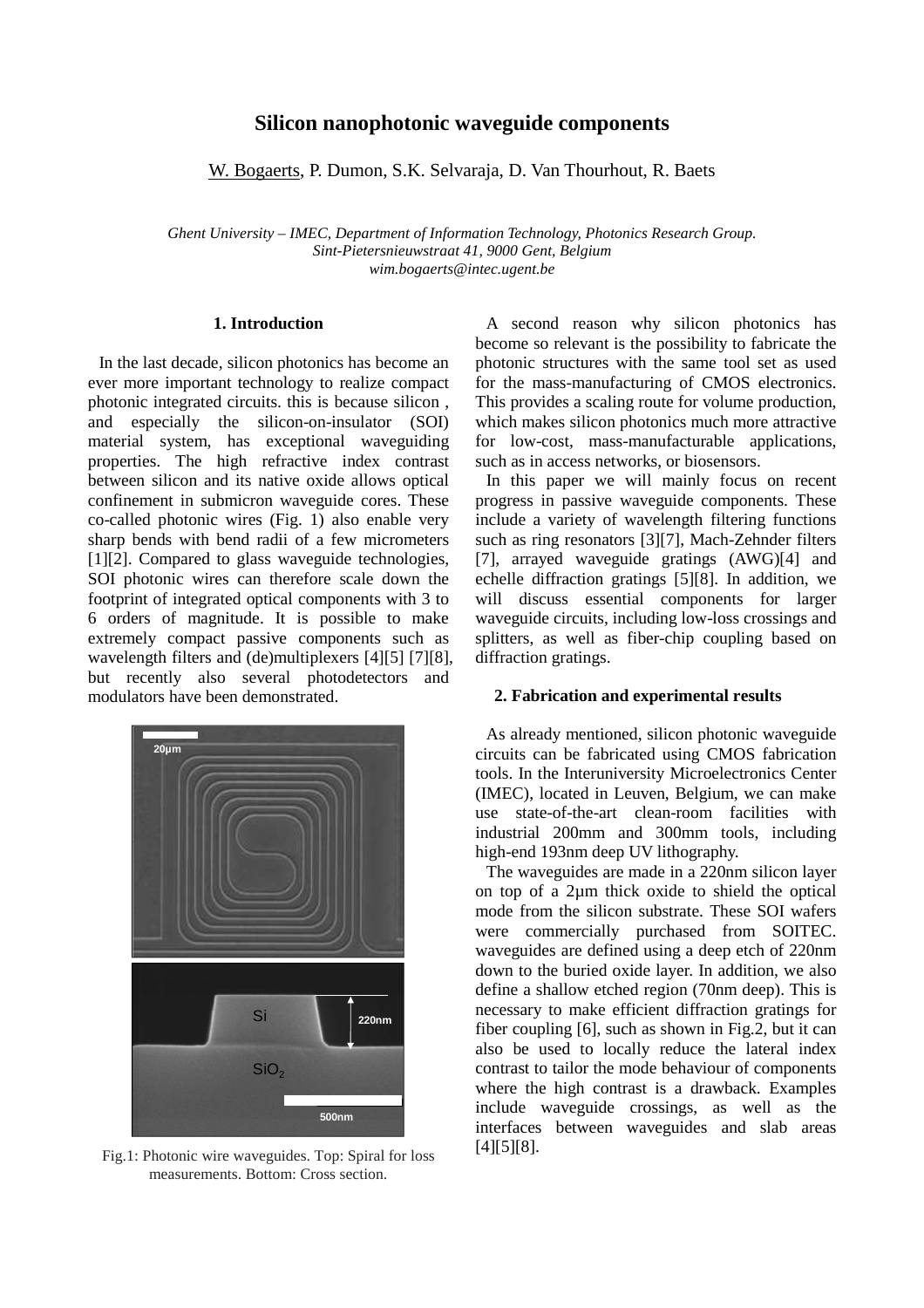# Silicon nanophotonic waveguide components

W. Bogaerts, P. Dumon, S.K. Selvaraja, D. Van Thourhout, R. Baets

*Ghent University – IMEC, Department of Information Technology, Photonics Research Group.*
*Sint-Pietersnieuwstraat 41, 9000 Gent, Belgium*
*wim.bogaerts@intec.ugent.be*

## 1. Introduction

In the last decade, silicon photonics has become an ever more important technology to realize compact photonic integrated circuits. this is because silicon , and especially the silicon-on-insulator (SOI) material system, has exceptional waveguiding properties. The high refractive index contrast between silicon and its native oxide allows optical confinement in submicron waveguide cores. These co-called photonic wires (Fig. 1) also enable very sharp bends with bend radii of a few micrometers [1][2]. Compared to glass waveguide technologies, SOI photonic wires can therefore scale down the footprint of integrated optical components with 3 to 6 orders of magnitude. It is possible to make extremely compact passive components such as wavelength filters and (de)multiplexers [4][5] [7][8], but recently also several photodetectors and modulators have been demonstrated.

Fig.1: Photonic wire waveguides. Top: Spiral for loss measurements. Bottom: Cross section.

A second reason why silicon photonics has become so relevant is the possibility to fabricate the photonic structures with the same tool set as used for the mass-manufacturing of CMOS electronics. This provides a scaling route for volume production, which makes silicon photonics much more attractive for low-cost, mass-manufacturable applications, such as in access networks, or biosensors.

In this paper we will mainly focus on recent progress in passive waveguide components. These include a variety of wavelength filtering functions such as ring resonators [3][7], Mach-Zehnder filters [7], arrayed waveguide gratings (AWG)[4] and echelle diffraction gratings [5][8]. In addition, we will discuss essential components for larger waveguide circuits, including low-loss crossings and splitters, as well as fiber-chip coupling based on diffraction gratings.

## 2. Fabrication and experimental results

As already mentioned, silicon photonic waveguide circuits can be fabricated using CMOS fabrication tools. In the Interuniversity Microelectronics Center (IMEC), located in Leuven, Belgium, we can make use state-of-the-art clean-room facilities with industrial 200mm and 300mm tools, including high-end 193nm deep UV lithography.

The waveguides are made in a 220nm silicon layer on top of a 2µm thick oxide to shield the optical mode from the silicon substrate. These SOI wafers were commercially purchased from SOITEC. waveguides are defined using a deep etch of 220nm down to the buried oxide layer. In addition, we also define a shallow etched region (70nm deep). This is necessary to make efficient diffraction gratings for fiber coupling [6], such as shown in Fig.2, but it can also be used to locally reduce the lateral index contrast to tailor the mode behaviour of components where the high contrast is a drawback. Examples include waveguide crossings, as well as the interfaces between waveguides and slab areas [4][5][8].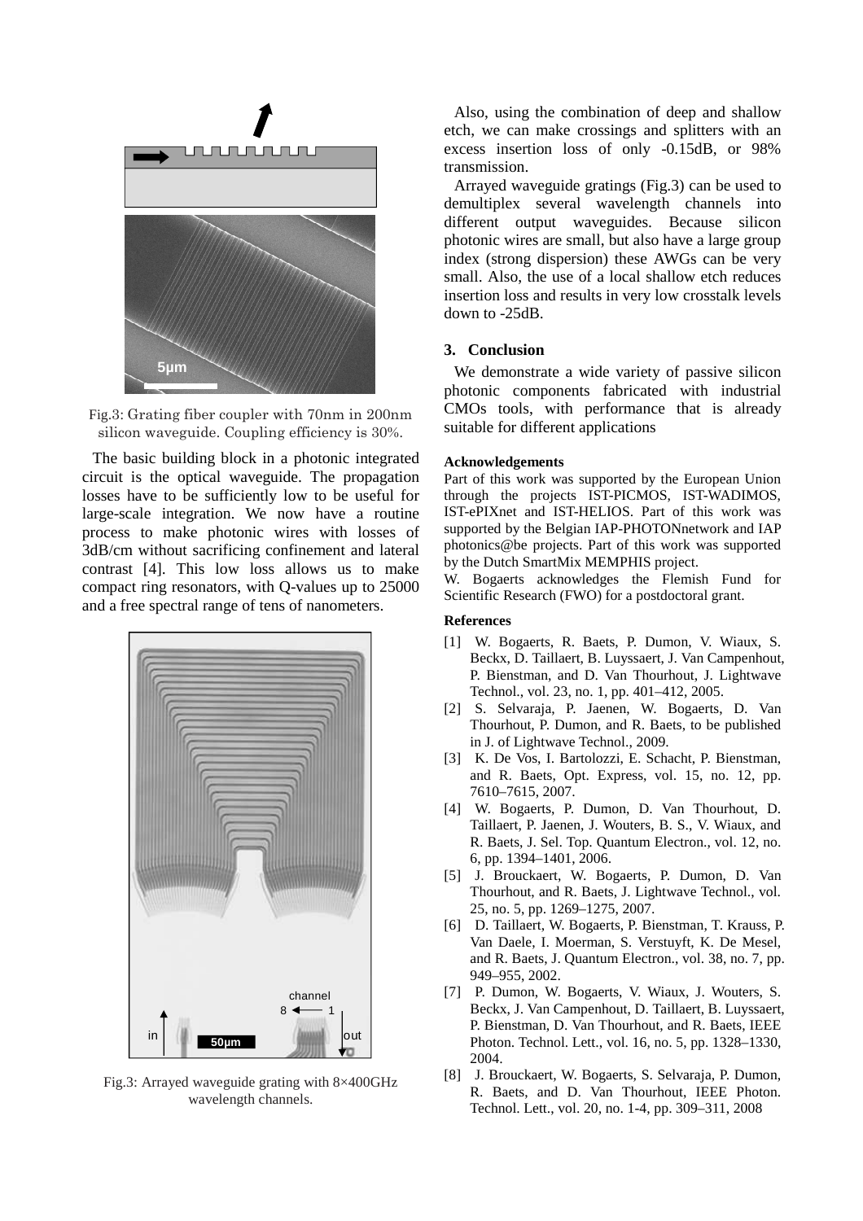5μm

Fig.3: Grating fiber coupler with 70nm in 200nm silicon waveguide. Coupling efficiency is 30%.

The basic building block in a photonic integrated circuit is the optical waveguide. The propagation losses have to be sufficiently low to be useful for large-scale integration. We now have a routine process to make photonic wires with losses of 3dB/cm without sacrificing confinement and lateral contrast [4]. This low loss allows us to make compact ring resonators, with Q-values up to 25000 and a free spectral range of tens of nanometers.

channel
8 ← 1
in
50μm
out

Fig.3: Arrayed waveguide grating with 8×400GHz wavelength channels.

Also, using the combination of deep and shallow etch, we can make crossings and splitters with an excess insertion loss of only -0.15dB, or 98% transmission.

Arrayed waveguide gratings (Fig.3) can be used to demultiplex several wavelength channels into different output waveguides. Because silicon photonic wires are small, but also have a large group index (strong dispersion) these AWGs can be very small. Also, the use of a local shallow etch reduces insertion loss and results in very low crosstalk levels down to -25dB.

## 3. Conclusion

We demonstrate a wide variety of passive silicon photonic components fabricated with industrial CMOs tools, with performance that is already suitable for different applications

### Acknowledgements

Part of this work was supported by the European Union through the projects IST-PICMOS, IST-WADIMOS, IST-ePIXnet and IST-HELIOS. Part of this work was supported by the Belgian IAP-PHOTONnetwork and IAP photonics@be projects. Part of this work was supported by the Dutch SmartMix MEMPHIS project.

W. Bogaerts acknowledges the Flemish Fund for Scientific Research (FWO) for a postdoctoral grant.

### References

[1] W. Bogaerts, R. Baets, P. Dumon, V. Wiaux, S. Beckx, D. Taillaert, B. Luyssaert, J. Van Campenhout, P. Bienstman, and D. Van Thourhout, J. Lightwave Technol., vol. 23, no. 1, pp. 401–412, 2005.

[2] S. Selvaraja, P. Jaenen, W. Bogaerts, D. Van Thourhout, P. Dumon, and R. Baets, to be published in J. of Lightwave Technol., 2009.

[3] K. De Vos, I. Bartolozzi, E. Schacht, P. Bienstman, and R. Baets, Opt. Express, vol. 15, no. 12, pp. 7610–7615, 2007.

[4] W. Bogaerts, P. Dumon, D. Van Thourhout, D. Taillaert, P. Jaenen, J. Wouters, B. S., V. Wiaux, and R. Baets, J. Sel. Top. Quantum Electron., vol. 12, no. 6, pp. 1394–1401, 2006.

[5] J. Brouckaert, W. Bogaerts, P. Dumon, D. Van Thourhout, and R. Baets, J. Lightwave Technol., vol. 25, no. 5, pp. 1269–1275, 2007.

[6] D. Taillaert, W. Bogaerts, P. Bienstman, T. Krauss, P. Van Daele, I. Moerman, S. Verstuyft, K. De Mesel, and R. Baets, J. Quantum Electron., vol. 38, no. 7, pp. 949–955, 2002.

[7] P. Dumon, W. Bogaerts, V. Wiaux, J. Wouters, S. Beckx, J. Van Campenhout, D. Taillaert, B. Luyssaert, P. Bienstman, D. Van Thourhout, and R. Baets, IEEE Photon. Technol. Lett., vol. 16, no. 5, pp. 1328–1330, 2004.

[8] J. Brouckaert, W. Bogaerts, S. Selvaraja, P. Dumon, R. Baets, and D. Van Thourhout, IEEE Photon. Technol. Lett., vol. 20, no. 1-4, pp. 309–311, 2008